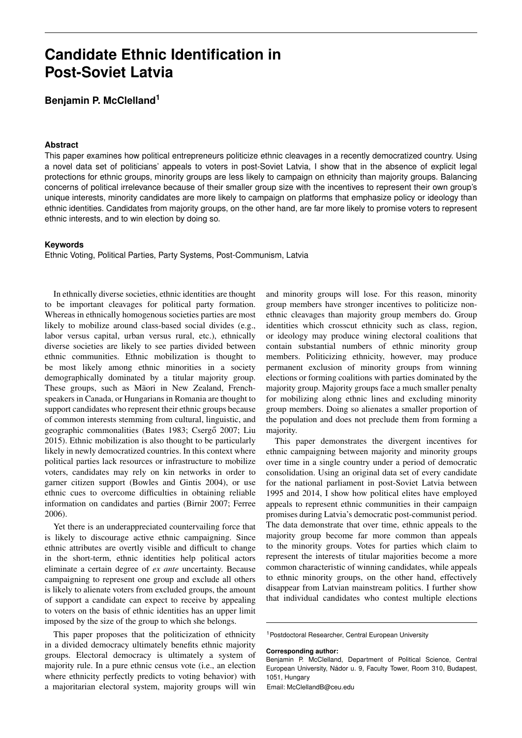# Candidate Ethnic Identification in Post-Soviet Latvia

**Benjamin P. McClelland[1]**

### Abstract

This paper examines how political entrepreneurs politicize ethnic cleavages in a recently democratized country. Using a novel data set of politicians' appeals to voters in post-Soviet Latvia, I show that in the absence of explicit legal protections for ethnic groups, minority groups are less likely to campaign on ethnicity than majority groups. Balancing concerns of political irrelevance because of their smaller group size with the incentives to represent their own group's unique interests, minority candidates are more likely to campaign on platforms that emphasize policy or ideology than ethnic identities. Candidates from majority groups, on the other hand, are far more likely to promise voters to represent ethnic interests, and to win election by doing so.

### Keywords

Ethnic Voting, Political Parties, Party Systems, Post-Communism, Latvia

In ethnically diverse societies, ethnic identities are thought to be important cleavages for political party formation. Whereas in ethnically homogenous societies parties are most likely to mobilize around class-based social divides (e.g., labor versus capital, urban versus rural, etc.), ethnically diverse societies are likely to see parties divided between ethnic communities. Ethnic mobilization is thought to be most likely among ethnic minorities in a society demographically dominated by a titular majority group. These groups, such as Māori in New Zealand, French-speakers in Canada, or Hungarians in Romania are thought to support candidates who represent their ethnic groups because of common interests stemming from cultural, linguistic, and geographic commonalities (Bates 1983; Csergő 2007; Liu 2015). Ethnic mobilization is also thought to be particularly likely in newly democratized countries. In this context where political parties lack resources or infrastructure to mobilize voters, candidates may rely on kin networks in order to garner citizen support (Bowles and Gintis 2004), or use ethnic cues to overcome difficulties in obtaining reliable information on candidates and parties (Birnir 2007; Ferree 2006).

Yet there is an underappreciated countervailing force that is likely to discourage active ethnic campaigning. Since ethnic attributes are overtly visible and difficult to change in the short-term, ethnic identities help political actors eliminate a certain degree of *ex ante* uncertainty. Because campaigning to represent one group and exclude all others is likely to alienate voters from excluded groups, the amount of support a candidate can expect to receive by appealing to voters on the basis of ethnic identities has an upper limit imposed by the size of the group to which she belongs.

This paper proposes that the politicization of ethnicity in a divided democracy ultimately benefits ethnic majority groups. Electoral democracy is ultimately a system of majority rule. In a pure ethnic census vote (i.e., an election where ethnicity perfectly predicts to voting behavior) with a majoritarian electoral system, majority groups will win and minority groups will lose. For this reason, minority group members have stronger incentives to politicize non-ethnic cleavages than majority group members do. Group identities which crosscut ethnicity such as class, region, or ideology may produce wining electoral coalitions that contain substantial numbers of ethnic minority group members. Politicizing ethnicity, however, may produce permanent exclusion of minority groups from winning elections or forming coalitions with parties dominated by the majority group. Majority groups face a much smaller penalty for mobilizing along ethnic lines and excluding minority group members. Doing so alienates a smaller proportion of the population and does not preclude them from forming a majority.

This paper demonstrates the divergent incentives for ethnic campaigning between majority and minority groups over time in a single country under a period of democratic consolidation. Using an original data set of every candidate for the national parliament in post-Soviet Latvia between 1995 and 2014, I show how political elites have employed appeals to represent ethnic communities in their campaign promises during Latvia's democratic post-communist period. The data demonstrate that over time, ethnic appeals to the majority group become far more common than appeals to the minority groups. Votes for parties which claim to represent the interests of titular majorities become a more common characteristic of winning candidates, while appeals to ethnic minority groups, on the other hand, effectively disappear from Latvian mainstream politics. I further show that individual candidates who contest multiple elections

[1]Postdoctoral Researcher, Central European University

**Corresponding author:**
Benjamin P. McClelland, Department of Political Science, Central European University, Nádor u. 9, Faculty Tower, Room 310, Budapest, 1051, Hungary
Email: McClellandB@ceu.edu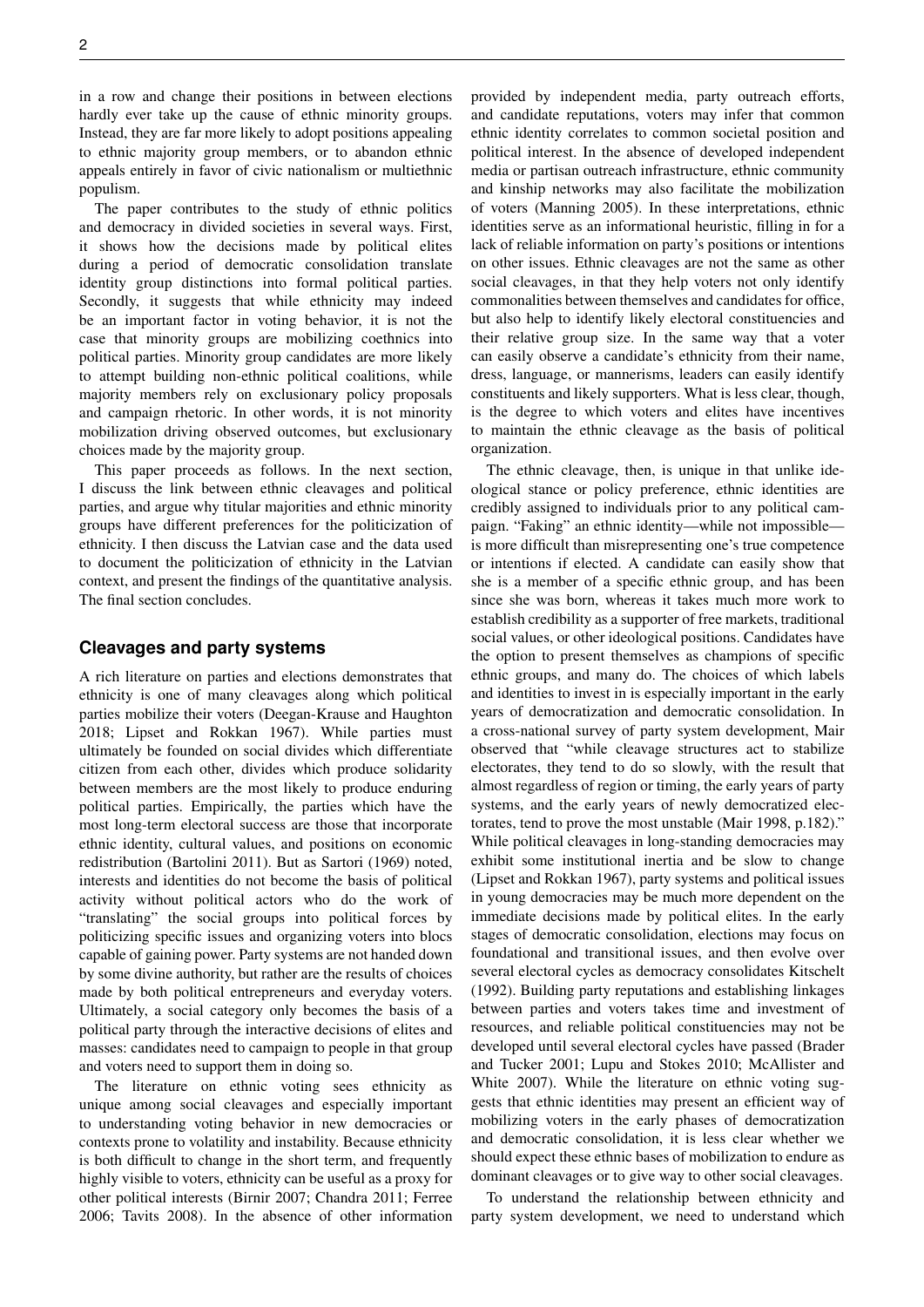in a row and change their positions in between elections hardly ever take up the cause of ethnic minority groups. Instead, they are far more likely to adopt positions appealing to ethnic majority group members, or to abandon ethnic appeals entirely in favor of civic nationalism or multiethnic populism.

The paper contributes to the study of ethnic politics and democracy in divided societies in several ways. First, it shows how the decisions made by political elites during a period of democratic consolidation translate identity group distinctions into formal political parties. Secondly, it suggests that while ethnicity may indeed be an important factor in voting behavior, it is not the case that minority groups are mobilizing coethnics into political parties. Minority group candidates are more likely to attempt building non-ethnic political coalitions, while majority members rely on exclusionary policy proposals and campaign rhetoric. In other words, it is not minority mobilization driving observed outcomes, but exclusionary choices made by the majority group.

This paper proceeds as follows. In the next section, I discuss the link between ethnic cleavages and political parties, and argue why titular majorities and ethnic minority groups have different preferences for the politicization of ethnicity. I then discuss the Latvian case and the data used to document the politicization of ethnicity in the Latvian context, and present the findings of the quantitative analysis. The final section concludes.

## Cleavages and party systems

A rich literature on parties and elections demonstrates that ethnicity is one of many cleavages along which political parties mobilize their voters (Deegan-Krause and Haughton 2018; Lipset and Rokkan 1967). While parties must ultimately be founded on social divides which differentiate citizen from each other, divides which produce solidarity between members are the most likely to produce enduring political parties. Empirically, the parties which have the most long-term electoral success are those that incorporate ethnic identity, cultural values, and positions on economic redistribution (Bartolini 2011). But as Sartori (1969) noted, interests and identities do not become the basis of political activity without political actors who do the work of "translating" the social groups into political forces by politicizing specific issues and organizing voters into blocs capable of gaining power. Party systems are not handed down by some divine authority, but rather are the results of choices made by both political entrepreneurs and everyday voters. Ultimately, a social category only becomes the basis of a political party through the interactive decisions of elites and masses: candidates need to campaign to people in that group and voters need to support them in doing so.

The literature on ethnic voting sees ethnicity as unique among social cleavages and especially important to understanding voting behavior in new democracies or contexts prone to volatility and instability. Because ethnicity is both difficult to change in the short term, and frequently highly visible to voters, ethnicity can be useful as a proxy for other political interests (Birnir 2007; Chandra 2011; Ferree 2006; Tavits 2008). In the absence of other information provided by independent media, party outreach efforts, and candidate reputations, voters may infer that common ethnic identity correlates to common societal position and political interest. In the absence of developed independent media or partisan outreach infrastructure, ethnic community and kinship networks may also facilitate the mobilization of voters (Manning 2005). In these interpretations, ethnic identities serve as an informational heuristic, filling in for a lack of reliable information on party's positions or intentions on other issues. Ethnic cleavages are not the same as other social cleavages, in that they help voters not only identify commonalities between themselves and candidates for office, but also help to identify likely electoral constituencies and their relative group size. In the same way that a voter can easily observe a candidate's ethnicity from their name, dress, language, or mannerisms, leaders can easily identify constituents and likely supporters. What is less clear, though, is the degree to which voters and elites have incentives to maintain the ethnic cleavage as the basis of political organization.

The ethnic cleavage, then, is unique in that unlike ideological stance or policy preference, ethnic identities are credibly assigned to individuals prior to any political campaign. "Faking" an ethnic identity—while not impossible—is more difficult than misrepresenting one's true competence or intentions if elected. A candidate can easily show that she is a member of a specific ethnic group, and has been since she was born, whereas it takes much more work to establish credibility as a supporter of free markets, traditional social values, or other ideological positions. Candidates have the option to present themselves as champions of specific ethnic groups, and many do. The choices of which labels and identities to invest in is especially important in the early years of democratization and democratic consolidation. In a cross-national survey of party system development, Mair observed that "while cleavage structures act to stabilize electorates, they tend to do so slowly, with the result that almost regardless of region or timing, the early years of party systems, and the early years of newly democratized electorates, tend to prove the most unstable (Mair 1998, p.182)." While political cleavages in long-standing democracies may exhibit some institutional inertia and be slow to change (Lipset and Rokkan 1967), party systems and political issues in young democracies may be much more dependent on the immediate decisions made by political elites. In the early stages of democratic consolidation, elections may focus on foundational and transitional issues, and then evolve over several electoral cycles as democracy consolidates Kitschelt (1992). Building party reputations and establishing linkages between parties and voters takes time and investment of resources, and reliable political constituencies may not be developed until several electoral cycles have passed (Brader and Tucker 2001; Lupu and Stokes 2010; McAllister and White 2007). While the literature on ethnic voting suggests that ethnic identities may present an efficient way of mobilizing voters in the early phases of democratization and democratic consolidation, it is less clear whether we should expect these ethnic bases of mobilization to endure as dominant cleavages or to give way to other social cleavages.

To understand the relationship between ethnicity and party system development, we need to understand which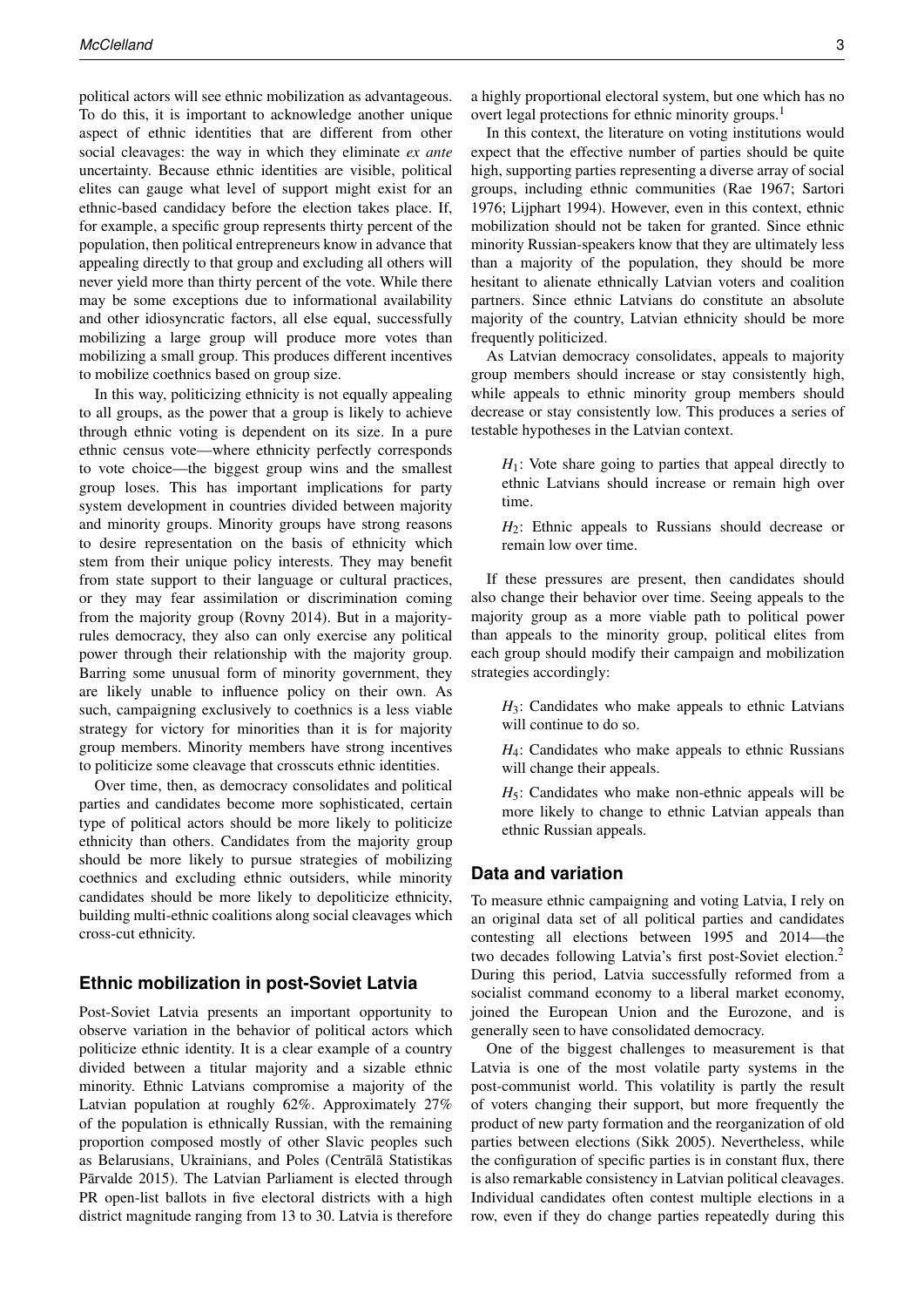political actors will see ethnic mobilization as advantageous. To do this, it is important to acknowledge another unique aspect of ethnic identities that are different from other social cleavages: the way in which they eliminate *ex ante* uncertainty. Because ethnic identities are visible, political elites can gauge what level of support might exist for an ethnic-based candidacy before the election takes place. If, for example, a specific group represents thirty percent of the population, then political entrepreneurs know in advance that appealing directly to that group and excluding all others will never yield more than thirty percent of the vote. While there may be some exceptions due to informational availability and other idiosyncratic factors, all else equal, successfully mobilizing a large group will produce more votes than mobilizing a small group. This produces different incentives to mobilize coethnics based on group size.

In this way, politicizing ethnicity is not equally appealing to all groups, as the power that a group is likely to achieve through ethnic voting is dependent on its size. In a pure ethnic census vote—where ethnicity perfectly corresponds to vote choice—the biggest group wins and the smallest group loses. This has important implications for party system development in countries divided between majority and minority groups. Minority groups have strong reasons to desire representation on the basis of ethnicity which stem from their unique policy interests. They may benefit from state support to their language or cultural practices, or they may fear assimilation or discrimination coming from the majority group (Rovny 2014). But in a majority-rules democracy, they also can only exercise any political power through their relationship with the majority group. Barring some unusual form of minority government, they are likely unable to influence policy on their own. As such, campaigning exclusively to coethnics is a less viable strategy for victory for minorities than it is for majority group members. Minority members have strong incentives to politicize some cleavage that crosscuts ethnic identities.

Over time, then, as democracy consolidates and political parties and candidates become more sophisticated, certain type of political actors should be more likely to politicize ethnicity than others. Candidates from the majority group should be more likely to pursue strategies of mobilizing coethnics and excluding ethnic outsiders, while minority candidates should be more likely to depoliticize ethnicity, building multi-ethnic coalitions along social cleavages which cross-cut ethnicity.

## Ethnic mobilization in post-Soviet Latvia

Post-Soviet Latvia presents an important opportunity to observe variation in the behavior of political actors which politicize ethnic identity. It is a clear example of a country divided between a titular majority and a sizable ethnic minority. Ethnic Latvians compromise a majority of the Latvian population at roughly 62%. Approximately 27% of the population is ethnically Russian, with the remaining proportion composed mostly of other Slavic peoples such as Belarusians, Ukrainians, and Poles (Centrālā Statistikas Pārvalde 2015). The Latvian Parliament is elected through PR open-list ballots in five electoral districts with a high district magnitude ranging from 13 to 30. Latvia is therefore a highly proportional electoral system, but one which has no overt legal protections for ethnic minority groups.[1]

In this context, the literature on voting institutions would expect that the effective number of parties should be quite high, supporting parties representing a diverse array of social groups, including ethnic communities (Rae 1967; Sartori 1976; Lijphart 1994). However, even in this context, ethnic mobilization should not be taken for granted. Since ethnic minority Russian-speakers know that they are ultimately less than a majority of the population, they should be more hesitant to alienate ethnically Latvian voters and coalition partners. Since ethnic Latvians do constitute an absolute majority of the country, Latvian ethnicity should be more frequently politicized.

As Latvian democracy consolidates, appeals to majority group members should increase or stay consistently high, while appeals to ethnic minority group members should decrease or stay consistently low. This produces a series of testable hypotheses in the Latvian context.

> $H_1$: Vote share going to parties that appeal directly to ethnic Latvians should increase or remain high over time.
>
> $H_2$: Ethnic appeals to Russians should decrease or remain low over time.

If these pressures are present, then candidates should also change their behavior over time. Seeing appeals to the majority group as a more viable path to political power than appeals to the minority group, political elites from each group should modify their campaign and mobilization strategies accordingly:

> $H_3$: Candidates who make appeals to ethnic Latvians will continue to do so.
>
> $H_4$: Candidates who make appeals to ethnic Russians will change their appeals.
>
> $H_5$: Candidates who make non-ethnic appeals will be more likely to change to ethnic Latvian appeals than ethnic Russian appeals.

## Data and variation

To measure ethnic campaigning and voting Latvia, I rely on an original data set of all political parties and candidates contesting all elections between 1995 and 2014—the two decades following Latvia's first post-Soviet election.[2] During this period, Latvia successfully reformed from a socialist command economy to a liberal market economy, joined the European Union and the Eurozone, and is generally seen to have consolidated democracy.

One of the biggest challenges to measurement is that Latvia is one of the most volatile party systems in the post-communist world. This volatility is partly the result of voters changing their support, but more frequently the product of new party formation and the reorganization of old parties between elections (Sikk 2005). Nevertheless, while the configuration of specific parties is in constant flux, there is also remarkable consistency in Latvian political cleavages. Individual candidates often contest multiple elections in a row, even if they do change parties repeatedly during this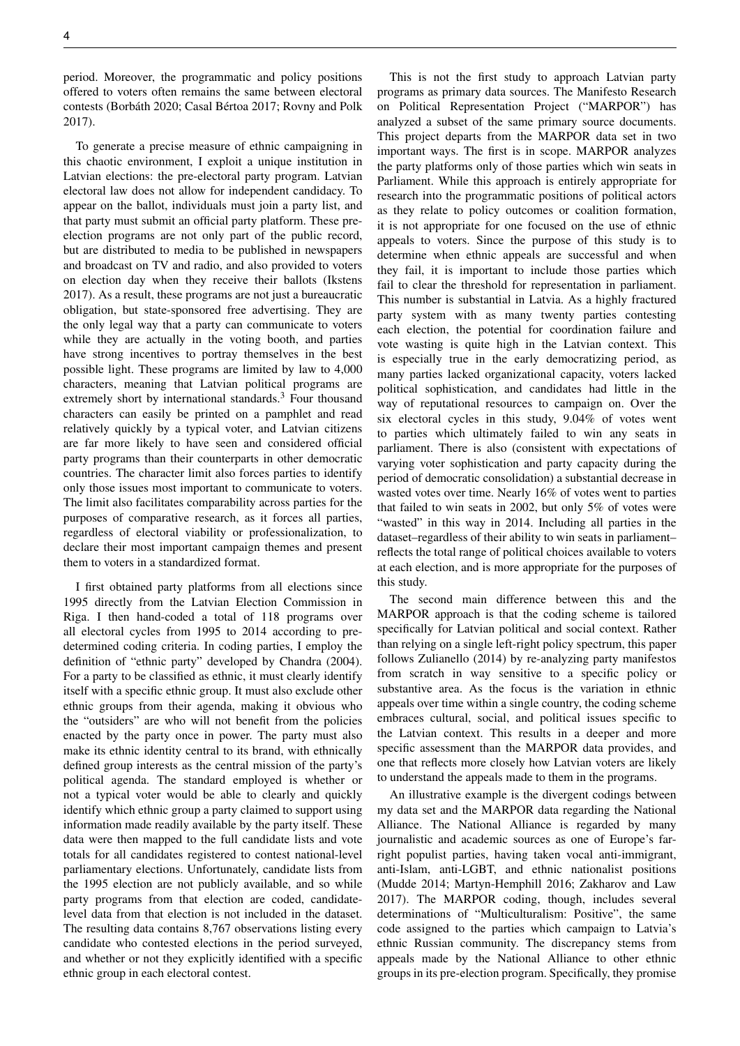period. Moreover, the programmatic and policy positions offered to voters often remains the same between electoral contests (Borbáth 2020; Casal Bértoa 2017; Rovny and Polk 2017).

To generate a precise measure of ethnic campaigning in this chaotic environment, I exploit a unique institution in Latvian elections: the pre-electoral party program. Latvian electoral law does not allow for independent candidacy. To appear on the ballot, individuals must join a party list, and that party must submit an official party platform. These pre-election programs are not only part of the public record, but are distributed to media to be published in newspapers and broadcast on TV and radio, and also provided to voters on election day when they receive their ballots (Ikstens 2017). As a result, these programs are not just a bureaucratic obligation, but state-sponsored free advertising. They are the only legal way that a party can communicate to voters while they are actually in the voting booth, and parties have strong incentives to portray themselves in the best possible light. These programs are limited by law to 4,000 characters, meaning that Latvian political programs are extremely short by international standards.[3] Four thousand characters can easily be printed on a pamphlet and read relatively quickly by a typical voter, and Latvian citizens are far more likely to have seen and considered official party programs than their counterparts in other democratic countries. The character limit also forces parties to identify only those issues most important to communicate to voters. The limit also facilitates comparability across parties for the purposes of comparative research, as it forces all parties, regardless of electoral viability or professionalization, to declare their most important campaign themes and present them to voters in a standardized format.

I first obtained party platforms from all elections since 1995 directly from the Latvian Election Commission in Riga. I then hand-coded a total of 118 programs over all electoral cycles from 1995 to 2014 according to pre-determined coding criteria. In coding parties, I employ the definition of "ethnic party" developed by Chandra (2004). For a party to be classified as ethnic, it must clearly identify itself with a specific ethnic group. It must also exclude other ethnic groups from their agenda, making it obvious who the "outsiders" are who will not benefit from the policies enacted by the party once in power. The party must also make its ethnic identity central to its brand, with ethnically defined group interests as the central mission of the party's political agenda. The standard employed is whether or not a typical voter would be able to clearly and quickly identify which ethnic group a party claimed to support using information made readily available by the party itself. These data were then mapped to the full candidate lists and vote totals for all candidates registered to contest national-level parliamentary elections. Unfortunately, candidate lists from the 1995 election are not publicly available, and so while party programs from that election are coded, candidate-level data from that election is not included in the dataset. The resulting data contains 8,767 observations listing every candidate who contested elections in the period surveyed, and whether or not they explicitly identified with a specific ethnic group in each electoral contest.

This is not the first study to approach Latvian party programs as primary data sources. The Manifesto Research on Political Representation Project ("MARPOR") has analyzed a subset of the same primary source documents. This project departs from the MARPOR data set in two important ways. The first is in scope. MARPOR analyzes the party platforms only of those parties which win seats in Parliament. While this approach is entirely appropriate for research into the programmatic positions of political actors as they relate to policy outcomes or coalition formation, it is not appropriate for one focused on the use of ethnic appeals to voters. Since the purpose of this study is to determine when ethnic appeals are successful and when they fail, it is important to include those parties which fail to clear the threshold for representation in parliament. This number is substantial in Latvia. As a highly fractured party system with as many twenty parties contesting each election, the potential for coordination failure and vote wasting is quite high in the Latvian context. This is especially true in the early democratizing period, as many parties lacked organizational capacity, voters lacked political sophistication, and candidates had little in the way of reputational resources to campaign on. Over the six electoral cycles in this study, 9.04% of votes went to parties which ultimately failed to win any seats in parliament. There is also (consistent with expectations of varying voter sophistication and party capacity during the period of democratic consolidation) a substantial decrease in wasted votes over time. Nearly 16% of votes went to parties that failed to win seats in 2002, but only 5% of votes were "wasted" in this way in 2014. Including all parties in the dataset–regardless of their ability to win seats in parliament–reflects the total range of political choices available to voters at each election, and is more appropriate for the purposes of this study.

The second main difference between this and the MARPOR approach is that the coding scheme is tailored specifically for Latvian political and social context. Rather than relying on a single left-right policy spectrum, this paper follows Zulianello (2014) by re-analyzing party manifestos from scratch in way sensitive to a specific policy or substantive area. As the focus is the variation in ethnic appeals over time within a single country, the coding scheme embraces cultural, social, and political issues specific to the Latvian context. This results in a deeper and more specific assessment than the MARPOR data provides, and one that reflects more closely how Latvian voters are likely to understand the appeals made to them in the programs.

An illustrative example is the divergent codings between my data set and the MARPOR data regarding the National Alliance. The National Alliance is regarded by many journalistic and academic sources as one of Europe's far-right populist parties, having taken vocal anti-immigrant, anti-Islam, anti-LGBT, and ethnic nationalist positions (Mudde 2014; Martyn-Hemphill 2016; Zakharov and Law 2017). The MARPOR coding, though, includes several determinations of "Multiculturalism: Positive", the same code assigned to the parties which campaign to Latvia's ethnic Russian community. The discrepancy stems from appeals made by the National Alliance to other ethnic groups in its pre-election program. Specifically, they promise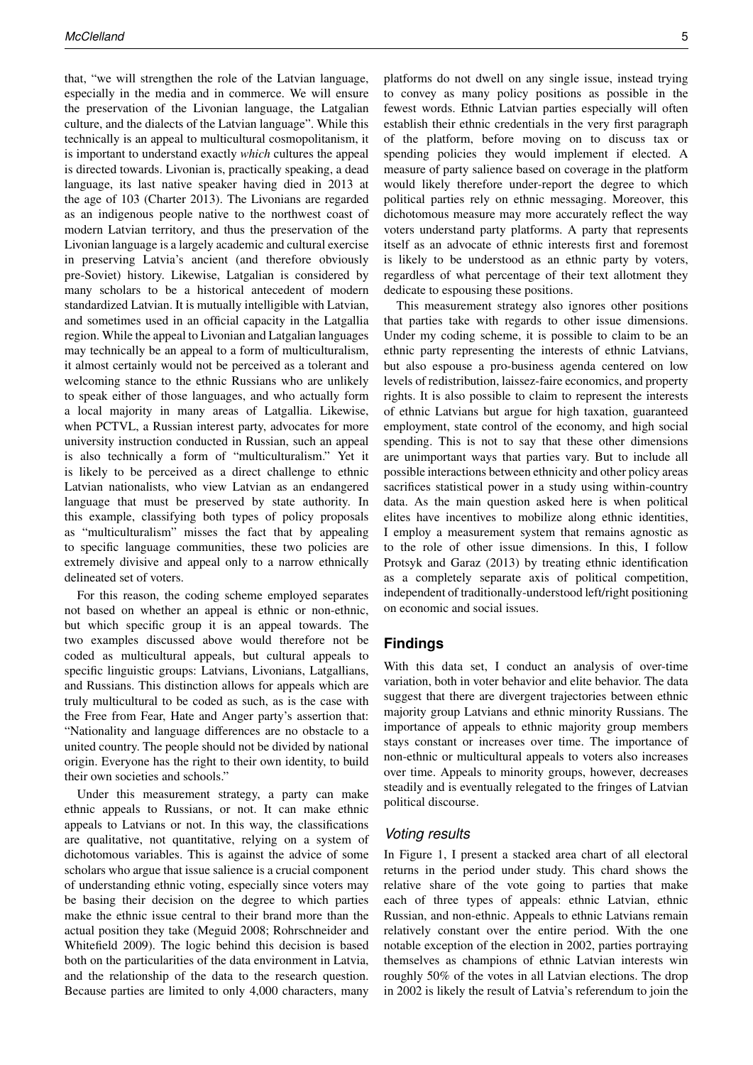that, "we will strengthen the role of the Latvian language, especially in the media and in commerce. We will ensure the preservation of the Livonian language, the Latgalian culture, and the dialects of the Latvian language". While this technically is an appeal to multicultural cosmopolitanism, it is important to understand exactly *which* cultures the appeal is directed towards. Livonian is, practically speaking, a dead language, its last native speaker having died in 2013 at the age of 103 (Charter 2013). The Livonians are regarded as an indigenous people native to the northwest coast of modern Latvian territory, and thus the preservation of the Livonian language is a largely academic and cultural exercise in preserving Latvia's ancient (and therefore obviously pre-Soviet) history. Likewise, Latgalian is considered by many scholars to be a historical antecedent of modern standardized Latvian. It is mutually intelligible with Latvian, and sometimes used in an official capacity in the Latgallia region. While the appeal to Livonian and Latgalian languages may technically be an appeal to a form of multiculturalism, it almost certainly would not be perceived as a tolerant and welcoming stance to the ethnic Russians who are unlikely to speak either of those languages, and who actually form a local majority in many areas of Latgallia. Likewise, when PCTVL, a Russian interest party, advocates for more university instruction conducted in Russian, such an appeal is also technically a form of "multiculturalism." Yet it is likely to be perceived as a direct challenge to ethnic Latvian nationalists, who view Latvian as an endangered language that must be preserved by state authority. In this example, classifying both types of policy proposals as "multiculturalism" misses the fact that by appealing to specific language communities, these two policies are extremely divisive and appeal only to a narrow ethnically delineated set of voters.

For this reason, the coding scheme employed separates not based on whether an appeal is ethnic or non-ethnic, but which specific group it is an appeal towards. The two examples discussed above would therefore not be coded as multicultural appeals, but cultural appeals to specific linguistic groups: Latvians, Livonians, Latgallians, and Russians. This distinction allows for appeals which are truly multicultural to be coded as such, as is the case with the Free from Fear, Hate and Anger party's assertion that: "Nationality and language differences are no obstacle to a united country. The people should not be divided by national origin. Everyone has the right to their own identity, to build their own societies and schools."

Under this measurement strategy, a party can make ethnic appeals to Russians, or not. It can make ethnic appeals to Latvians or not. In this way, the classifications are qualitative, not quantitative, relying on a system of dichotomous variables. This is against the advice of some scholars who argue that issue salience is a crucial component of understanding ethnic voting, especially since voters may be basing their decision on the degree to which parties make the ethnic issue central to their brand more than the actual position they take (Meguid 2008; Rohrschneider and Whitefield 2009). The logic behind this decision is based both on the particularities of the data environment in Latvia, and the relationship of the data to the research question. Because parties are limited to only 4,000 characters, many platforms do not dwell on any single issue, instead trying to convey as many policy positions as possible in the fewest words. Ethnic Latvian parties especially will often establish their ethnic credentials in the very first paragraph of the platform, before moving on to discuss tax or spending policies they would implement if elected. A measure of party salience based on coverage in the platform would likely therefore under-report the degree to which political parties rely on ethnic messaging. Moreover, this dichotomous measure may more accurately reflect the way voters understand party platforms. A party that represents itself as an advocate of ethnic interests first and foremost is likely to be understood as an ethnic party by voters, regardless of what percentage of their text allotment they dedicate to espousing these positions.

This measurement strategy also ignores other positions that parties take with regards to other issue dimensions. Under my coding scheme, it is possible to claim to be an ethnic party representing the interests of ethnic Latvians, but also espouse a pro-business agenda centered on low levels of redistribution, laissez-faire economics, and property rights. It is also possible to claim to represent the interests of ethnic Latvians but argue for high taxation, guaranteed employment, state control of the economy, and high social spending. This is not to say that these other dimensions are unimportant ways that parties vary. But to include all possible interactions between ethnicity and other policy areas sacrifices statistical power in a study using within-country data. As the main question asked here is when political elites have incentives to mobilize along ethnic identities, I employ a measurement system that remains agnostic as to the role of other issue dimensions. In this, I follow Protsyk and Garaz (2013) by treating ethnic identification as a completely separate axis of political competition, independent of traditionally-understood left/right positioning on economic and social issues.

## Findings

With this data set, I conduct an analysis of over-time variation, both in voter behavior and elite behavior. The data suggest that there are divergent trajectories between ethnic majority group Latvians and ethnic minority Russians. The importance of appeals to ethnic majority group members stays constant or increases over time. The importance of non-ethnic or multicultural appeals to voters also increases over time. Appeals to minority groups, however, decreases steadily and is eventually relegated to the fringes of Latvian political discourse.

### *Voting results*

In Figure 1, I present a stacked area chart of all electoral returns in the period under study. This chard shows the relative share of the vote going to parties that make each of three types of appeals: ethnic Latvian, ethnic Russian, and non-ethnic. Appeals to ethnic Latvians remain relatively constant over the entire period. With the one notable exception of the election in 2002, parties portraying themselves as champions of ethnic Latvian interests win roughly 50% of the votes in all Latvian elections. The drop in 2002 is likely the result of Latvia's referendum to join the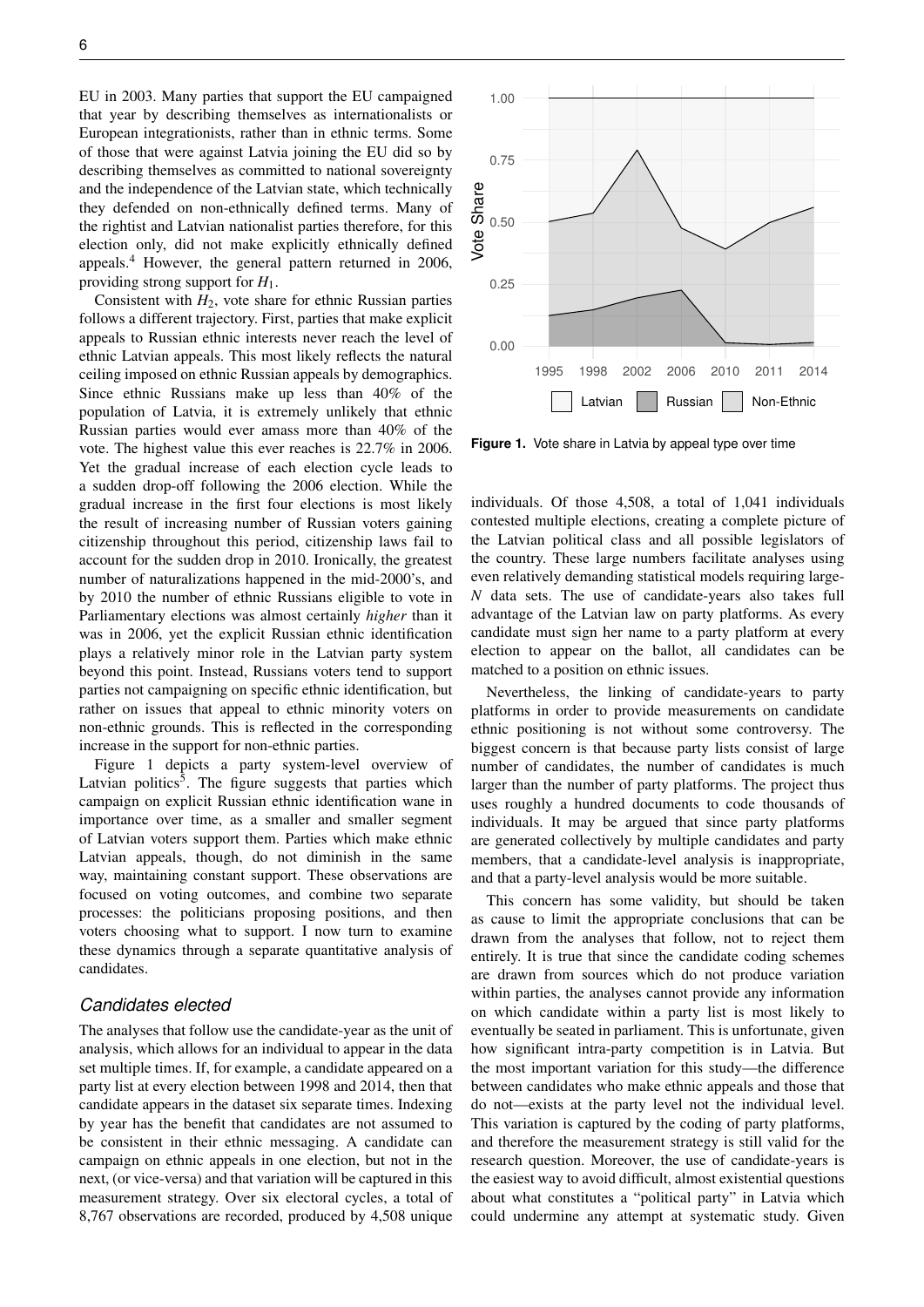EU in 2003. Many parties that support the EU campaigned that year by describing themselves as internationalists or European integrationists, rather than in ethnic terms. Some of those that were against Latvia joining the EU did so by describing themselves as committed to national sovereignty and the independence of the Latvian state, which technically they defended on non-ethnically defined terms. Many of the rightist and Latvian nationalist parties therefore, for this election only, did not make explicitly ethnically defined appeals.[4] However, the general pattern returned in 2006, providing strong support for $H_1$.

Consistent with $H_2$, vote share for ethnic Russian parties follows a different trajectory. First, parties that make explicit appeals to Russian ethnic interests never reach the level of ethnic Latvian appeals. This most likely reflects the natural ceiling imposed on ethnic Russian appeals by demographics. Since ethnic Russians make up less than 40% of the population of Latvia, it is extremely unlikely that ethnic Russian parties would ever amass more than 40% of the vote. The highest value this ever reaches is 22.7% in 2006. Yet the gradual increase of each election cycle leads to a sudden drop-off following the 2006 election. While the gradual increase in the first four elections is most likely the result of increasing number of Russian voters gaining citizenship throughout this period, citizenship laws fail to account for the sudden drop in 2010. Ironically, the greatest number of naturalizations happened in the mid-2000's, and by 2010 the number of ethnic Russians eligible to vote in Parliamentary elections was almost certainly *higher* than it was in 2006, yet the explicit Russian ethnic identification plays a relatively minor role in the Latvian party system beyond this point. Instead, Russians voters tend to support parties not campaigning on specific ethnic identification, but rather on issues that appeal to ethnic minority voters on non-ethnic grounds. This is reflected in the corresponding increase in the support for non-ethnic parties.

Figure 1 depicts a party system-level overview of Latvian politics[5]. The figure suggests that parties which campaign on explicit Russian ethnic identification wane in importance over time, as a smaller and smaller segment of Latvian voters support them. Parties which make ethnic Latvian appeals, though, do not diminish in the same way, maintaining constant support. These observations are focused on voting outcomes, and combine two separate processes: the politicians proposing positions, and then voters choosing what to support. I now turn to examine these dynamics through a separate quantitative analysis of candidates.

**Figure 1.** Vote share in Latvia by appeal type over time

### *Candidates elected*

The analyses that follow use the candidate-year as the unit of analysis, which allows for an individual to appear in the data set multiple times. If, for example, a candidate appeared on a party list at every election between 1998 and 2014, then that candidate appears in the dataset six separate times. Indexing by year has the benefit that candidates are not assumed to be consistent in their ethnic messaging. A candidate can campaign on ethnic appeals in one election, but not in the next, (or vice-versa) and that variation will be captured in this measurement strategy. Over six electoral cycles, a total of 8,767 observations are recorded, produced by 4,508 unique individuals. Of those 4,508, a total of 1,041 individuals contested multiple elections, creating a complete picture of the Latvian political class and all possible legislators of the country. These large numbers facilitate analyses using even relatively demanding statistical models requiring large-$N$ data sets. The use of candidate-years also takes full advantage of the Latvian law on party platforms. As every candidate must sign her name to a party platform at every election to appear on the ballot, all candidates can be matched to a position on ethnic issues.

Nevertheless, the linking of candidate-years to party platforms in order to provide measurements on candidate ethnic positioning is not without some controversy. The biggest concern is that because party lists consist of large number of candidates, the number of candidates is much larger than the number of party platforms. The project thus uses roughly a hundred documents to code thousands of individuals. It may be argued that since party platforms are generated collectively by multiple candidates and party members, that a candidate-level analysis is inappropriate, and that a party-level analysis would be more suitable.

This concern has some validity, but should be taken as cause to limit the appropriate conclusions that can be drawn from the analyses that follow, not to reject them entirely. It is true that since the candidate coding schemes are drawn from sources which do not produce variation within parties, the analyses cannot provide any information on which candidate within a party list is most likely to eventually be seated in parliament. This is unfortunate, given how significant intra-party competition is in Latvia. But the most important variation for this study—the difference between candidates who make ethnic appeals and those that do not—exists at the party level not the individual level. This variation is captured by the coding of party platforms, and therefore the measurement strategy is still valid for the research question. Moreover, the use of candidate-years is the easiest way to avoid difficult, almost existential questions about what constitutes a "political party" in Latvia which could undermine any attempt at systematic study. Given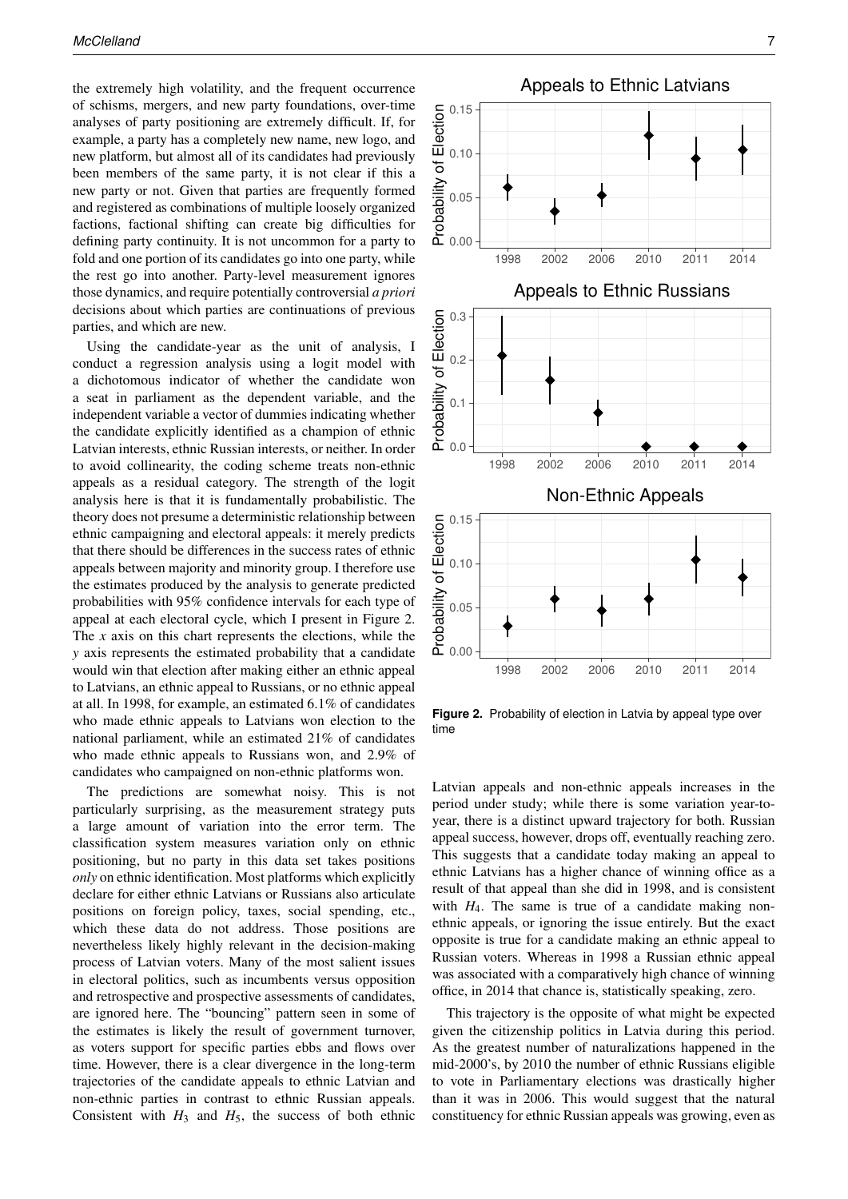the extremely high volatility, and the frequent occurrence of schisms, mergers, and new party foundations, over-time analyses of party positioning are extremely difficult. If, for example, a party has a completely new name, new logo, and new platform, but almost all of its candidates had previously been members of the same party, it is not clear if this a new party or not. Given that parties are frequently formed and registered as combinations of multiple loosely organized factions, factional shifting can create big difficulties for defining party continuity. It is not uncommon for a party to fold and one portion of its candidates go into one party, while the rest go into another. Party-level measurement ignores those dynamics, and require potentially controversial *a priori* decisions about which parties are continuations of previous parties, and which are new.

Using the candidate-year as the unit of analysis, I conduct a regression analysis using a logit model with a dichotomous indicator of whether the candidate won a seat in parliament as the dependent variable, and the independent variable a vector of dummies indicating whether the candidate explicitly identified as a champion of ethnic Latvian interests, ethnic Russian interests, or neither. In order to avoid collinearity, the coding scheme treats non-ethnic appeals as a residual category. The strength of the logit analysis here is that it is fundamentally probabilistic. The theory does not presume a deterministic relationship between ethnic campaigning and electoral appeals: it merely predicts that there should be differences in the success rates of ethnic appeals between majority and minority group. I therefore use the estimates produced by the analysis to generate predicted probabilities with 95% confidence intervals for each type of appeal at each electoral cycle, which I present in Figure 2. The $x$ axis on this chart represents the elections, while the $y$ axis represents the estimated probability that a candidate would win that election after making either an ethnic appeal to Latvians, an ethnic appeal to Russians, or no ethnic appeal at all. In 1998, for example, an estimated 6.1% of candidates who made ethnic appeals to Latvians won election to the national parliament, while an estimated 21% of candidates who made ethnic appeals to Russians won, and 2.9% of candidates who campaigned on non-ethnic platforms won.

The predictions are somewhat noisy. This is not particularly surprising, as the measurement strategy puts a large amount of variation into the error term. The classification system measures variation only on ethnic positioning, but no party in this data set takes positions *only* on ethnic identification. Most platforms which explicitly declare for either ethnic Latvians or Russians also articulate positions on foreign policy, taxes, social spending, etc., which these data do not address. Those positions are nevertheless likely highly relevant in the decision-making process of Latvian voters. Many of the most salient issues in electoral politics, such as incumbents versus opposition and retrospective and prospective assessments of candidates, are ignored here. The "bouncing" pattern seen in some of the estimates is likely the result of government turnover, as voters support for specific parties ebbs and flows over time. However, there is a clear divergence in the long-term trajectories of the candidate appeals to ethnic Latvian and non-ethnic parties in contrast to ethnic Russian appeals. Consistent with $H_3$ and $H_5$, the success of both ethnic Latvian appeals and non-ethnic appeals increases in the period under study; while there is some variation year-to-year, there is a distinct upward trajectory for both. Russian appeal success, however, drops off, eventually reaching zero. This suggests that a candidate today making an appeal to ethnic Latvians has a higher chance of winning office as a result of that appeal than she did in 1998, and is consistent with $H_4$. The same is true of a candidate making non-ethnic appeals, or ignoring the issue entirely. But the exact opposite is true for a candidate making an ethnic appeal to Russian voters. Whereas in 1998 a Russian ethnic appeal was associated with a comparatively high chance of winning office, in 2014 that chance is, statistically speaking, zero.

**Figure 2.** Probability of election in Latvia by appeal type over time

This trajectory is the opposite of what might be expected given the citizenship politics in Latvia during this period. As the greatest number of naturalizations happened in the mid-2000's, by 2010 the number of ethnic Russians eligible to vote in Parliamentary elections was drastically higher than it was in 2006. This would suggest that the natural constituency for ethnic Russian appeals was growing, even as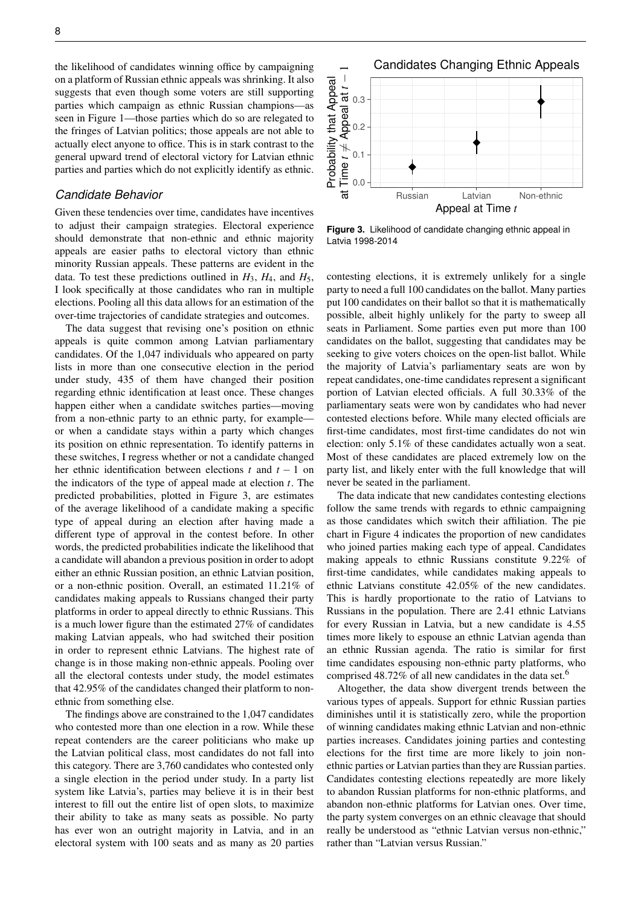the likelihood of candidates winning office by campaigning on a platform of Russian ethnic appeals was shrinking. It also suggests that even though some voters are still supporting parties which campaign as ethnic Russian champions—as seen in Figure 1—those parties which do so are relegated to the fringes of Latvian politics; those appeals are not able to actually elect anyone to office. This is in stark contrast to the general upward trend of electoral victory for Latvian ethnic parties and parties which do not explicitly identify as ethnic.

### *Candidate Behavior*

Given these tendencies over time, candidates have incentives to adjust their campaign strategies. Electoral experience should demonstrate that non-ethnic and ethnic majority appeals are easier paths to electoral victory than ethnic minority Russian appeals. These patterns are evident in the data. To test these predictions outlined in $H_3$, $H_4$, and $H_5$, I look specifically at those candidates who ran in multiple elections. Pooling all this data allows for an estimation of the over-time trajectories of candidate strategies and outcomes.

The data suggest that revising one's position on ethnic appeals is quite common among Latvian parliamentary candidates. Of the 1,047 individuals who appeared on party lists in more than one consecutive election in the period under study, 435 of them have changed their position regarding ethnic identification at least once. These changes happen either when a candidate switches parties—moving from a non-ethnic party to an ethnic party, for example—or when a candidate stays within a party which changes its position on ethnic representation. To identify patterns in these switches, I regress whether or not a candidate changed her ethnic identification between elections $t$ and $t-1$ on the indicators of the type of appeal made at election $t$. The predicted probabilities, plotted in Figure 3, are estimates of the average likelihood of a candidate making a specific type of appeal during an election after having made a different type of approval in the contest before. In other words, the predicted probabilities indicate the likelihood that a candidate will abandon a previous position in order to adopt either an ethnic Russian position, an ethnic Latvian position, or a non-ethnic position. Overall, an estimated 11.21% of candidates making appeals to Russians changed their party platforms in order to appeal directly to ethnic Russians. This is a much lower figure than the estimated 27% of candidates making Latvian appeals, who had switched their position in order to represent ethnic Latvians. The highest rate of change is in those making non-ethnic appeals. Pooling over all the electoral contests under study, the model estimates that 42.95% of the candidates changed their platform to non-ethnic from something else.

The findings above are constrained to the 1,047 candidates who contested more than one election in a row. While these repeat contenders are the career politicians who make up the Latvian political class, most candidates do not fall into this category. There are 3,760 candidates who contested only a single election in the period under study. In a party list system like Latvia's, parties may believe it is in their best interest to fill out the entire list of open slots, to maximize their ability to take as many seats as possible. No party has ever won an outright majority in Latvia, and in an electoral system with 100 seats and as many as 20 parties

**Figure 3.** Likelihood of candidate changing ethnic appeal in Latvia 1998-2014

contesting elections, it is extremely unlikely for a single party to need a full 100 candidates on the ballot. Many parties put 100 candidates on their ballot so that it is mathematically possible, albeit highly unlikely for the party to sweep all seats in Parliament. Some parties even put more than 100 candidates on the ballot, suggesting that candidates may be seeking to give voters choices on the open-list ballot. While the majority of Latvia's parliamentary seats are won by repeat candidates, one-time candidates represent a significant portion of Latvian elected officials. A full 30.33% of the parliamentary seats were won by candidates who had never contested elections before. While many elected officials are first-time candidates, most first-time candidates do not win election: only 5.1% of these candidates actually won a seat. Most of these candidates are placed extremely low on the party list, and likely enter with the full knowledge that will never be seated in the parliament.

The data indicate that new candidates contesting elections follow the same trends with regards to ethnic campaigning as those candidates which switch their affiliation. The pie chart in Figure 4 indicates the proportion of new candidates who joined parties making each type of appeal. Candidates making appeals to ethnic Russians constitute 9.22% of first-time candidates, while candidates making appeals to ethnic Latvians constitute 42.05% of the new candidates. This is hardly proportionate to the ratio of Latvians to Russians in the population. There are 2.41 ethnic Latvians for every Russian in Latvia, but a new candidate is 4.55 times more likely to espouse an ethnic Latvian agenda than an ethnic Russian agenda. The ratio is similar for first time candidates espousing non-ethnic party platforms, who comprised 48.72% of all new candidates in the data set.[6]

Altogether, the data show divergent trends between the various types of appeals. Support for ethnic Russian parties diminishes until it is statistically zero, while the proportion of winning candidates making ethnic Latvian and non-ethnic parties increases. Candidates joining parties and contesting elections for the first time are more likely to join non-ethnic parties or Latvian parties than they are Russian parties. Candidates contesting elections repeatedly are more likely to abandon Russian platforms for non-ethnic platforms, and abandon non-ethnic platforms for Latvian ones. Over time, the party system converges on an ethnic cleavage that should really be understood as "ethnic Latvian versus non-ethnic," rather than "Latvian versus Russian."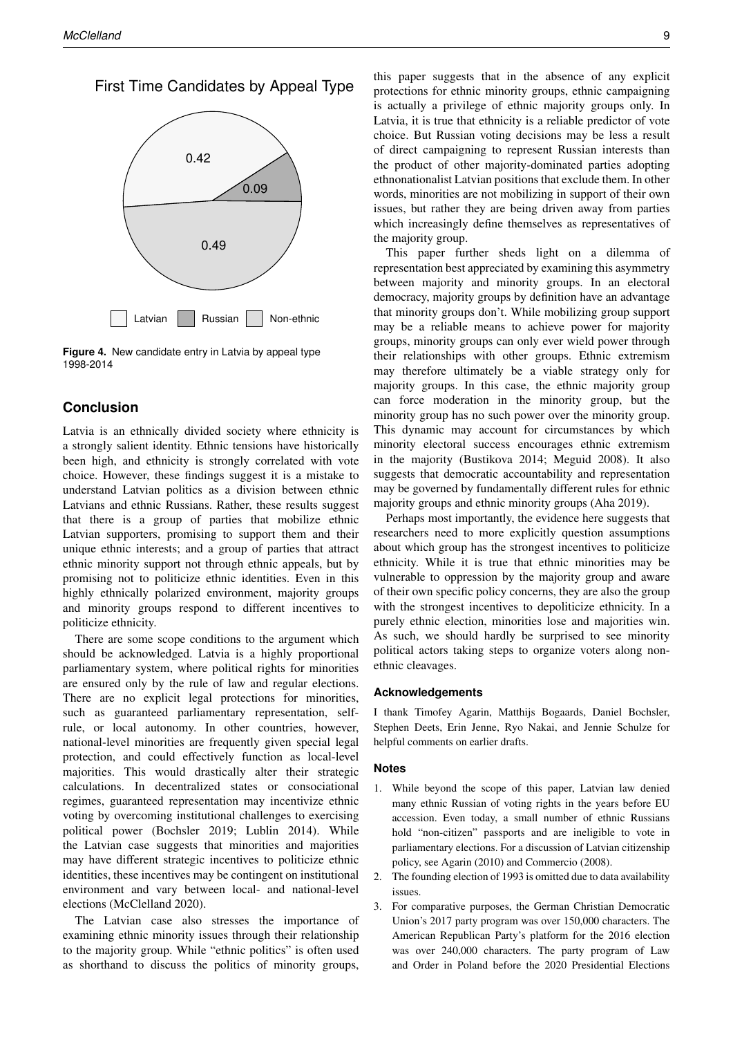First Time Candidates by Appeal Type

**Figure 4.** New candidate entry in Latvia by appeal type 1998-2014

## Conclusion

Latvia is an ethnically divided society where ethnicity is a strongly salient identity. Ethnic tensions have historically been high, and ethnicity is strongly correlated with vote choice. However, these findings suggest it is a mistake to understand Latvian politics as a division between ethnic Latvians and ethnic Russians. Rather, these results suggest that there is a group of parties that mobilize ethnic Latvian supporters, promising to support them and their unique ethnic interests; and a group of parties that attract ethnic minority support not through ethnic appeals, but by promising not to politicize ethnic identities. Even in this highly ethnically polarized environment, majority groups and minority groups respond to different incentives to politicize ethnicity.

There are some scope conditions to the argument which should be acknowledged. Latvia is a highly proportional parliamentary system, where political rights for minorities are ensured only by the rule of law and regular elections. There are no explicit legal protections for minorities, such as guaranteed parliamentary representation, self-rule, or local autonomy. In other countries, however, national-level minorities are frequently given special legal protection, and could effectively function as local-level majorities. This would drastically alter their strategic calculations. In decentralized states or consociational regimes, guaranteed representation may incentivize ethnic voting by overcoming institutional challenges to exercising political power (Bochsler 2019; Lublin 2014). While the Latvian case suggests that minorities and majorities may have different strategic incentives to politicize ethnic identities, these incentives may be contingent on institutional environment and vary between local- and national-level elections (McClelland 2020).

The Latvian case also stresses the importance of examining ethnic minority issues through their relationship to the majority group. While "ethnic politics" is often used as shorthand to discuss the politics of minority groups, this paper suggests that in the absence of any explicit protections for ethnic minority groups, ethnic campaigning is actually a privilege of ethnic majority groups only. In Latvia, it is true that ethnicity is a reliable predictor of vote choice. But Russian voting decisions may be less a result of direct campaigning to represent Russian interests than the product of other majority-dominated parties adopting ethnonationalist Latvian positions that exclude them. In other words, minorities are not mobilizing in support of their own issues, but rather they are being driven away from parties which increasingly define themselves as representatives of the majority group.

This paper further sheds light on a dilemma of representation best appreciated by examining this asymmetry between majority and minority groups. In an electoral democracy, majority groups by definition have an advantage that minority groups don't. While mobilizing group support may be a reliable means to achieve power for majority groups, minority groups can only ever wield power through their relationships with other groups. Ethnic extremism may therefore ultimately be a viable strategy only for majority groups. In this case, the ethnic majority group can force moderation in the minority group, but the minority group has no such power over the minority group. This dynamic may account for circumstances by which minority electoral success encourages ethnic extremism in the majority (Bustikova 2014; Meguid 2008). It also suggests that democratic accountability and representation may be governed by fundamentally different rules for ethnic majority groups and ethnic minority groups (Aha 2019).

Perhaps most importantly, the evidence here suggests that researchers need to more explicitly question assumptions about which group has the strongest incentives to politicize ethnicity. While it is true that ethnic minorities may be vulnerable to oppression by the majority group and aware of their own specific policy concerns, they are also the group with the strongest incentives to depoliticize ethnicity. In a purely ethnic election, minorities lose and majorities win. As such, we should hardly be surprised to see minority political actors taking steps to organize voters along non-ethnic cleavages.

### Acknowledgements

I thank Timofey Agarin, Matthijs Bogaards, Daniel Bochsler, Stephen Deets, Erin Jenne, Ryo Nakai, and Jennie Schulze for helpful comments on earlier drafts.

### Notes

1. While beyond the scope of this paper, Latvian law denied many ethnic Russian of voting rights in the years before EU accession. Even today, a small number of ethnic Russians hold "non-citizen" passports and are ineligible to vote in parliamentary elections. For a discussion of Latvian citizenship policy, see Agarin (2010) and Commercio (2008).
2. The founding election of 1993 is omitted due to data availability issues.
3. For comparative purposes, the German Christian Democratic Union's 2017 party program was over 150,000 characters. The American Republican Party's platform for the 2016 election was over 240,000 characters. The party program of Law and Order in Poland before the 2020 Presidential Elections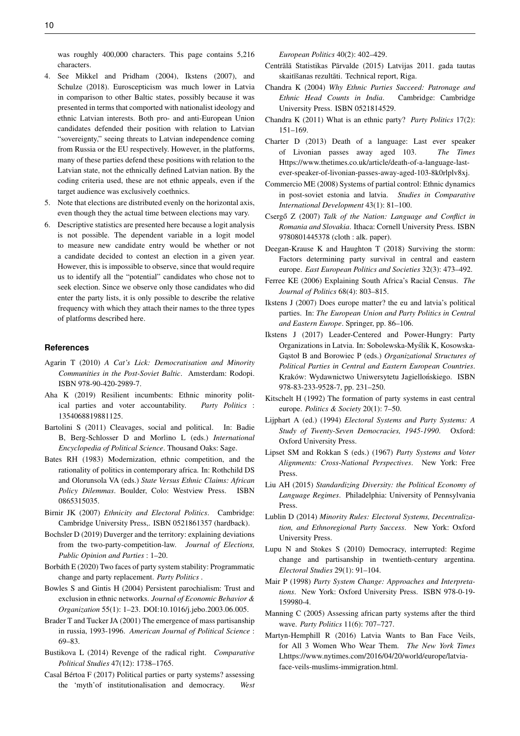was roughly 400,000 characters. This page contains 5,216 characters.

4. See Mikkel and Pridham (2004), Ikstens (2007), and Schulze (2018). Euroscepticism was much lower in Latvia in comparison to other Baltic states, possibly because it was presented in terms that comported with nationalist ideology and ethnic Latvian interests. Both pro- and anti-European Union candidates defended their position with relation to Latvian "sovereignty," seeing threats to Latvian independence coming from Russia or the EU respectively. However, in the platforms, many of these parties defend these positions with relation to the Latvian state, not the ethnically defined Latvian nation. By the coding criteria used, these are not ethnic appeals, even if the target audience was exclusively coethnics.
5. Note that elections are distributed evenly on the horizontal axis, even though they the actual time between elections may vary.
6. Descriptive statistics are presented here because a logit analysis is not possible. The dependent variable in a logit model to measure new candidate entry would be whether or not a candidate decided to contest an election in a given year. However, this is impossible to observe, since that would require us to identify all the "potential" candidates who chose not to seek election. Since we observe only those candidates who did enter the party lists, it is only possible to describe the relative frequency with which they attach their names to the three types of platforms described here.

## References

Agarin T (2010) *A Cat's Lick: Democratisation and Minority Communities in the Post-Soviet Baltic*. Amsterdam: Rodopi. ISBN 978-90-420-2989-7.

Aha K (2019) Resilient incumbents: Ethnic minority political parties and voter accountability. *Party Politics* : 1354068819881125.

Bartolini S (2011) Cleavages, social and political. In: Badie B, Berg-Schlosser D and Morlino L (eds.) *International Encyclopedia of Political Science*. Thousand Oaks: Sage.

Bates RH (1983) Modernization, ethnic competition, and the rationality of politics in contemporary africa. In: Rothchild DS and Olorunsola VA (eds.) *State Versus Ethnic Claims: African Policy Dilemmas*. Boulder, Colo: Westview Press. ISBN 0865315035.

Birnir JK (2007) *Ethnicity and Electoral Politics*. Cambridge: Cambridge University Press,. ISBN 0521861357 (hardback).

Bochsler D (2019) Duverger and the territory: explaining deviations from the two-party-competition-law. *Journal of Elections, Public Opinion and Parties* : 1–20.

Borbáth E (2020) Two faces of party system stability: Programmatic change and party replacement. *Party Politics* .

Bowles S and Gintis H (2004) Persistent parochialism: Trust and exclusion in ethnic networks. *Journal of Economic Behavior & Organization* 55(1): 1–23. DOI:10.1016/j.jebo.2003.06.005.

Brader T and Tucker JA (2001) The emergence of mass partisanship in russia, 1993-1996. *American Journal of Political Science* : 69–83.

Bustikova L (2014) Revenge of the radical right. *Comparative Political Studies* 47(12): 1738–1765.

Casal Bértoa F (2017) Political parties or party systems? assessing the 'myth'of institutionalisation and democracy. *West European Politics* 40(2): 402–429.

Centrālā Statistikas Pārvalde (2015) Latvijas 2011. gada tautas skaitīšanas rezultāti. Technical report, Riga.

Chandra K (2004) *Why Ethnic Parties Succeed: Patronage and Ethnic Head Counts in India*. Cambridge: Cambridge University Press. ISBN 0521814529.

Chandra K (2011) What is an ethnic party? *Party Politics* 17(2): 151–169.

Charter D (2013) Death of a language: Last ever speaker of Livonian passes away aged 103. *The Times* Https://www.thetimes.co.uk/article/death-of-a-language-last-ever-speaker-of-livonian-passes-away-aged-103-8k0rlplv8xj.

Commercio ME (2008) Systems of partial control: Ethnic dynamics in post-soviet estonia and latvia. *Studies in Comparative International Development* 43(1): 81–100.

Csergő Z (2007) *Talk of the Nation: Language and Conflict in Romania and Slovakia*. Ithaca: Cornell University Press. ISBN 9780801445378 (cloth : alk. paper).

Deegan-Krause K and Haughton T (2018) Surviving the storm: Factors determining party survival in central and eastern europe. *East European Politics and Societies* 32(3): 473–492.

Ferree KE (2006) Explaining South Africa's Racial Census. *The Journal of Politics* 68(4): 803–815.

Ikstens J (2007) Does europe matter? the eu and latvia's political parties. In: *The European Union and Party Politics in Central and Eastern Europe*. Springer, pp. 86–106.

Ikstens J (2017) Leader-Centered and Power-Hungry: Party Organizations in Latvia. In: Sobolewska-Myślik K, Kosowska-Gąstoł B and Borowiec P (eds.) *Organizational Structures of Political Parties in Central and Eastern European Countries*. Kraków: Wydawnictwo Uniwersytetu Jagiellońskiego. ISBN 978-83-233-9528-7, pp. 231–250.

Kitschelt H (1992) The formation of party systems in east central europe. *Politics & Society* 20(1): 7–50.

Lijphart A (ed.) (1994) *Electoral Systems and Party Systems: A Study of Twenty-Seven Democracies, 1945-1990*. Oxford: Oxford University Press.

Lipset SM and Rokkan S (eds.) (1967) *Party Systems and Voter Alignments: Cross-National Perspectives*. New York: Free Press.

Liu AH (2015) *Standardizing Diversity: the Political Economy of Language Regimes*. Philadelphia: University of Pennsylvania Press.

Lublin D (2014) *Minority Rules: Electoral Systems, Decentralization, and Ethnoregional Party Success*. New York: Oxford University Press.

Lupu N and Stokes S (2010) Democracy, interrupted: Regime change and partisanship in twentieth-century argentina. *Electoral Studies* 29(1): 91–104.

Mair P (1998) *Party System Change: Approaches and Interpretations*. New York: Oxford University Press. ISBN 978-0-19-159980-4.

Manning C (2005) Assessing african party systems after the third wave. *Party Politics* 11(6): 707–727.

Martyn-Hemphill R (2016) Latvia Wants to Ban Face Veils, for All 3 Women Who Wear Them. *The New York Times* Lhttps://www.nytimes.com/2016/04/20/world/europe/latvia-face-veils-muslims-immigration.html.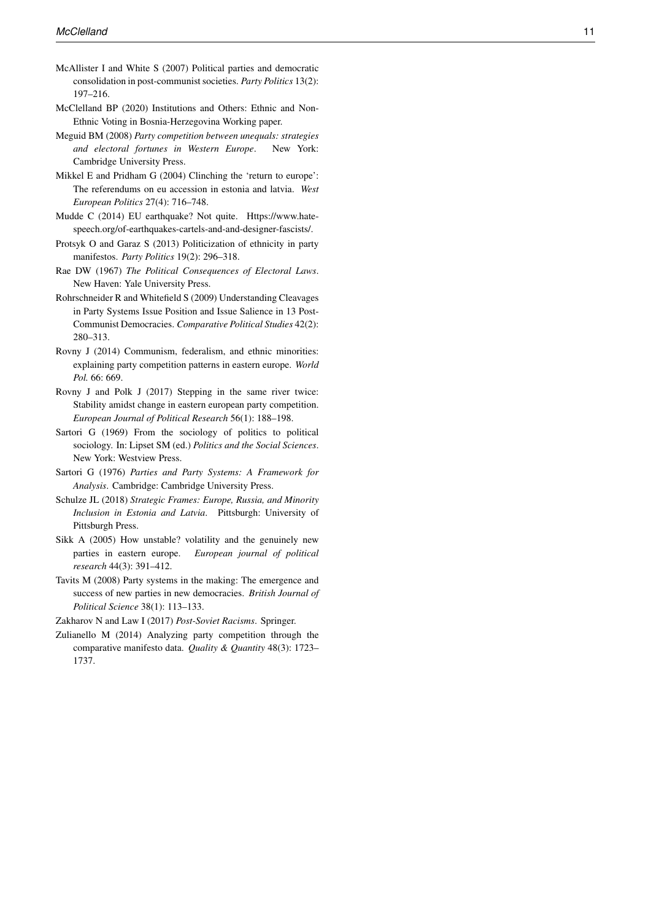McAllister I and White S (2007) Political parties and democratic consolidation in post-communist societies. *Party Politics* 13(2): 197–216.

McClelland BP (2020) Institutions and Others: Ethnic and Non-Ethnic Voting in Bosnia-Herzegovina Working paper.

Meguid BM (2008) *Party competition between unequals: strategies and electoral fortunes in Western Europe*. New York: Cambridge University Press.

Mikkel E and Pridham G (2004) Clinching the 'return to europe': The referendums on eu accession in estonia and latvia. *West European Politics* 27(4): 716–748.

Mudde C (2014) EU earthquake? Not quite. Https://www.hate-speech.org/of-earthquakes-cartels-and-and-designer-fascists/.

Protsyk O and Garaz S (2013) Politicization of ethnicity in party manifestos. *Party Politics* 19(2): 296–318.

Rae DW (1967) *The Political Consequences of Electoral Laws*. New Haven: Yale University Press.

Rohrschneider R and Whitefield S (2009) Understanding Cleavages in Party Systems Issue Position and Issue Salience in 13 Post-Communist Democracies. *Comparative Political Studies* 42(2): 280–313.

Rovny J (2014) Communism, federalism, and ethnic minorities: explaining party competition patterns in eastern europe. *World Pol.* 66: 669.

Rovny J and Polk J (2017) Stepping in the same river twice: Stability amidst change in eastern european party competition. *European Journal of Political Research* 56(1): 188–198.

Sartori G (1969) From the sociology of politics to political sociology. In: Lipset SM (ed.) *Politics and the Social Sciences*. New York: Westview Press.

Sartori G (1976) *Parties and Party Systems: A Framework for Analysis*. Cambridge: Cambridge University Press.

Schulze JL (2018) *Strategic Frames: Europe, Russia, and Minority Inclusion in Estonia and Latvia*. Pittsburgh: University of Pittsburgh Press.

Sikk A (2005) How unstable? volatility and the genuinely new parties in eastern europe. *European journal of political research* 44(3): 391–412.

Tavits M (2008) Party systems in the making: The emergence and success of new parties in new democracies. *British Journal of Political Science* 38(1): 113–133.

Zakharov N and Law I (2017) *Post-Soviet Racisms*. Springer.

Zulianello M (2014) Analyzing party competition through the comparative manifesto data. *Quality & Quantity* 48(3): 1723–1737.